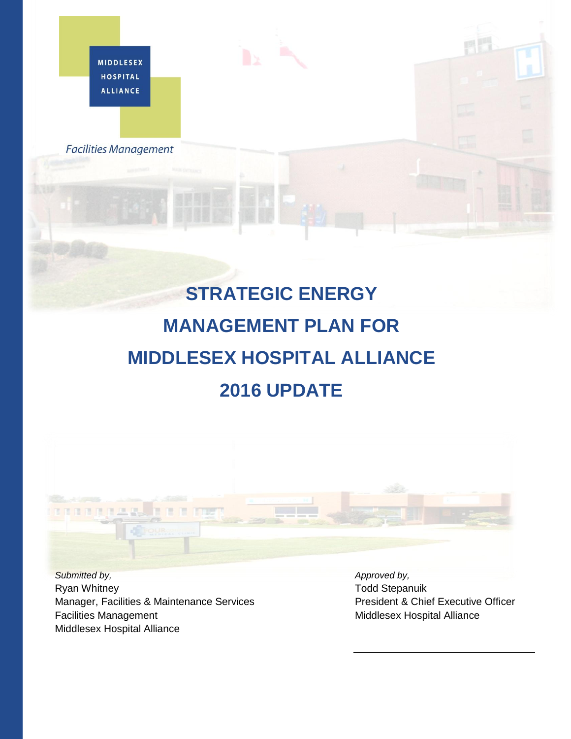MIDDLESEX HOSPITAL ALLIANCE

*Facilities Management*

# STRATEGIC ENERGY MANAGEMENT PLAN FOR MIDDLESEX HOSPITAL ALLIANCE 2016 UPDATE

*Submitted by,*
Ryan Whitney
Manager, Facilities & Maintenance Services
Facilities Management
Middlesex Hospital Alliance

*Approved by,*
Todd Stepanuik
President & Chief Executive Officer
Middlesex Hospital Alliance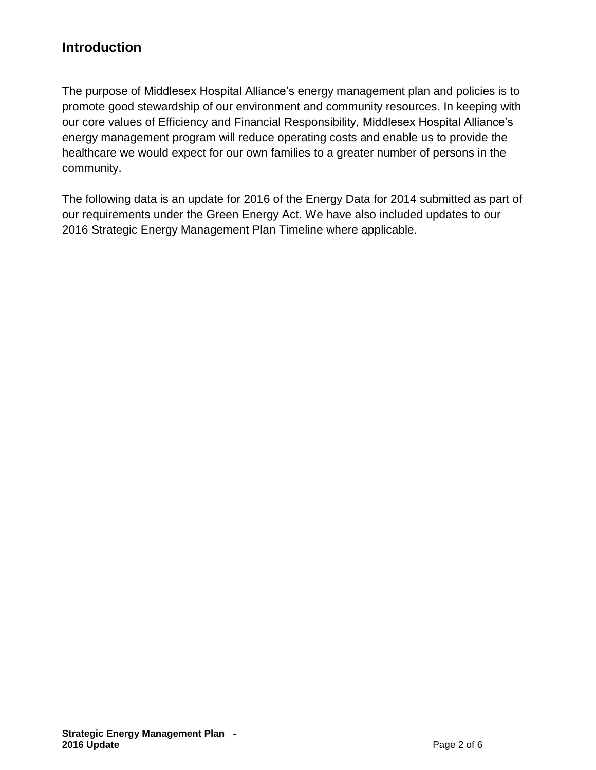## Introduction

The purpose of Middlesex Hospital Alliance's energy management plan and policies is to promote good stewardship of our environment and community resources. In keeping with our core values of Efficiency and Financial Responsibility, Middlesex Hospital Alliance's energy management program will reduce operating costs and enable us to provide the healthcare we would expect for our own families to a greater number of persons in the community.

The following data is an update for 2016 of the Energy Data for 2014 submitted as part of our requirements under the Green Energy Act. We have also included updates to our 2016 Strategic Energy Management Plan Timeline where applicable.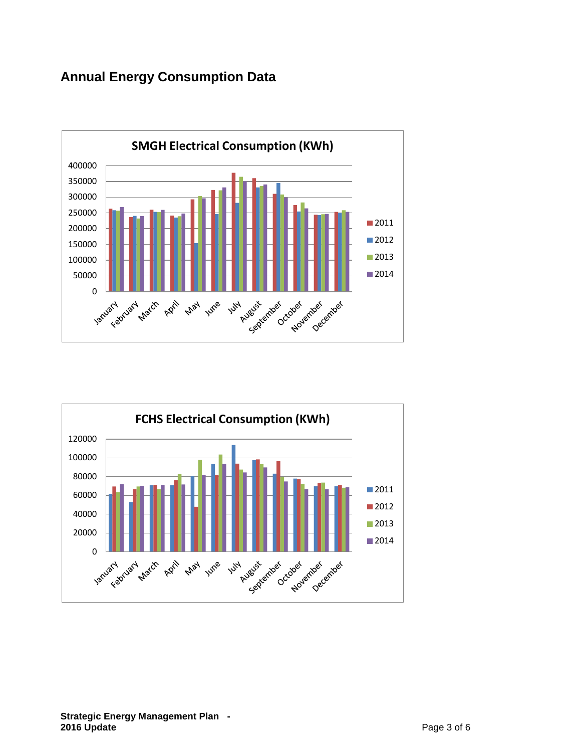## Annual Energy Consumption Data

**SMGH Electrical Consumption (KWh)**

400000
350000
300000
250000
200000
150000
100000
50000
0

January February March April May June July August September October November December

2011
2012
2013
2014

**FCHS Electrical Consumption (KWh)**

120000
100000
80000
60000
40000
20000
0

January February March April May June July August September October November December

2011
2012
2013
2014

**Strategic Energy Management Plan - 2016 Update**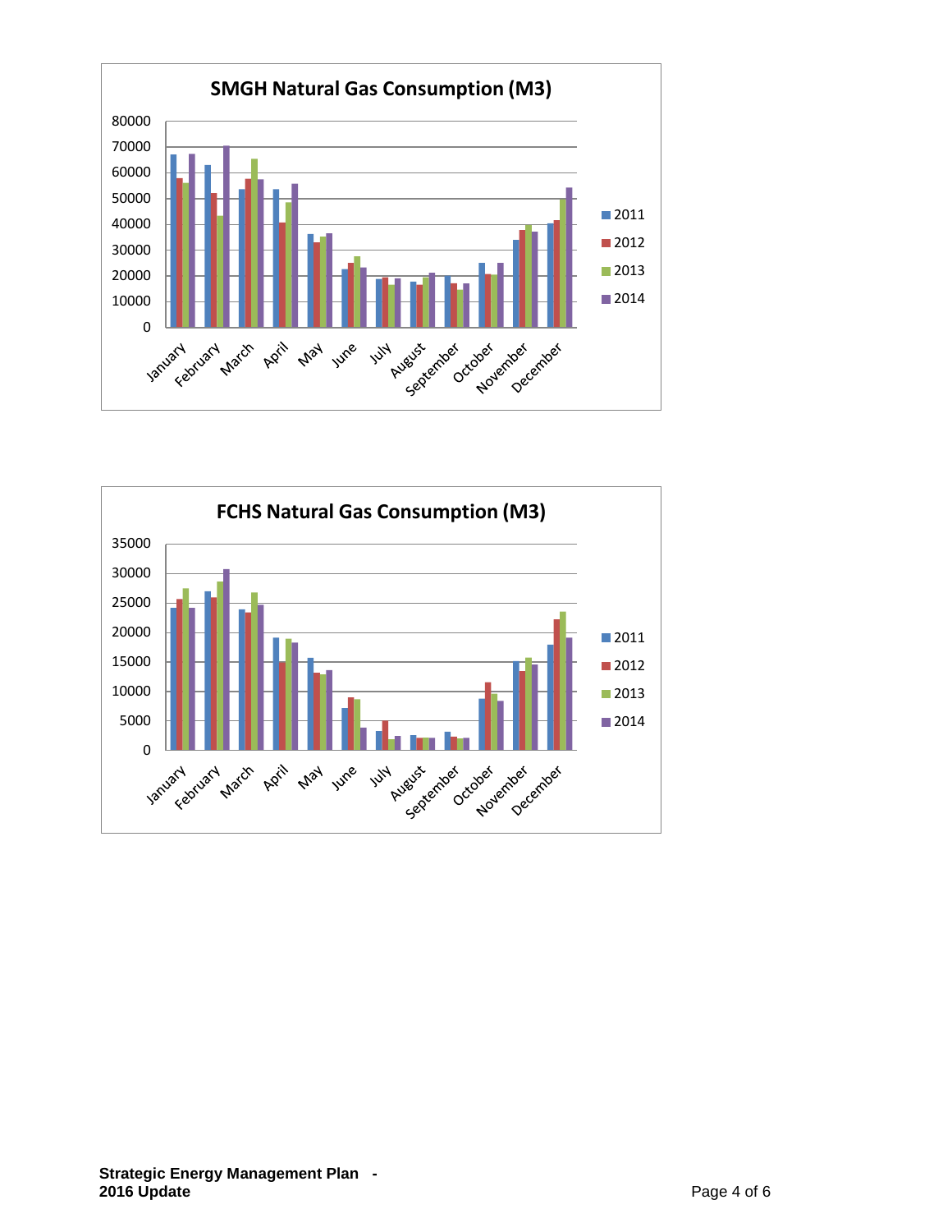SMGH Natural Gas Consumption (M3)

80000
70000
60000
50000
40000
30000
20000
10000
0

January
February
March
April
May
June
July
August
September
October
November
December

2011
2012
2013
2014

FCHS Natural Gas Consumption (M3)

35000
30000
25000
20000
15000
10000
5000
0

January
February
March
April
May
June
July
August
September
October
November
December

2011
2012
2013
2014

**Strategic Energy Management Plan - 2016 Update**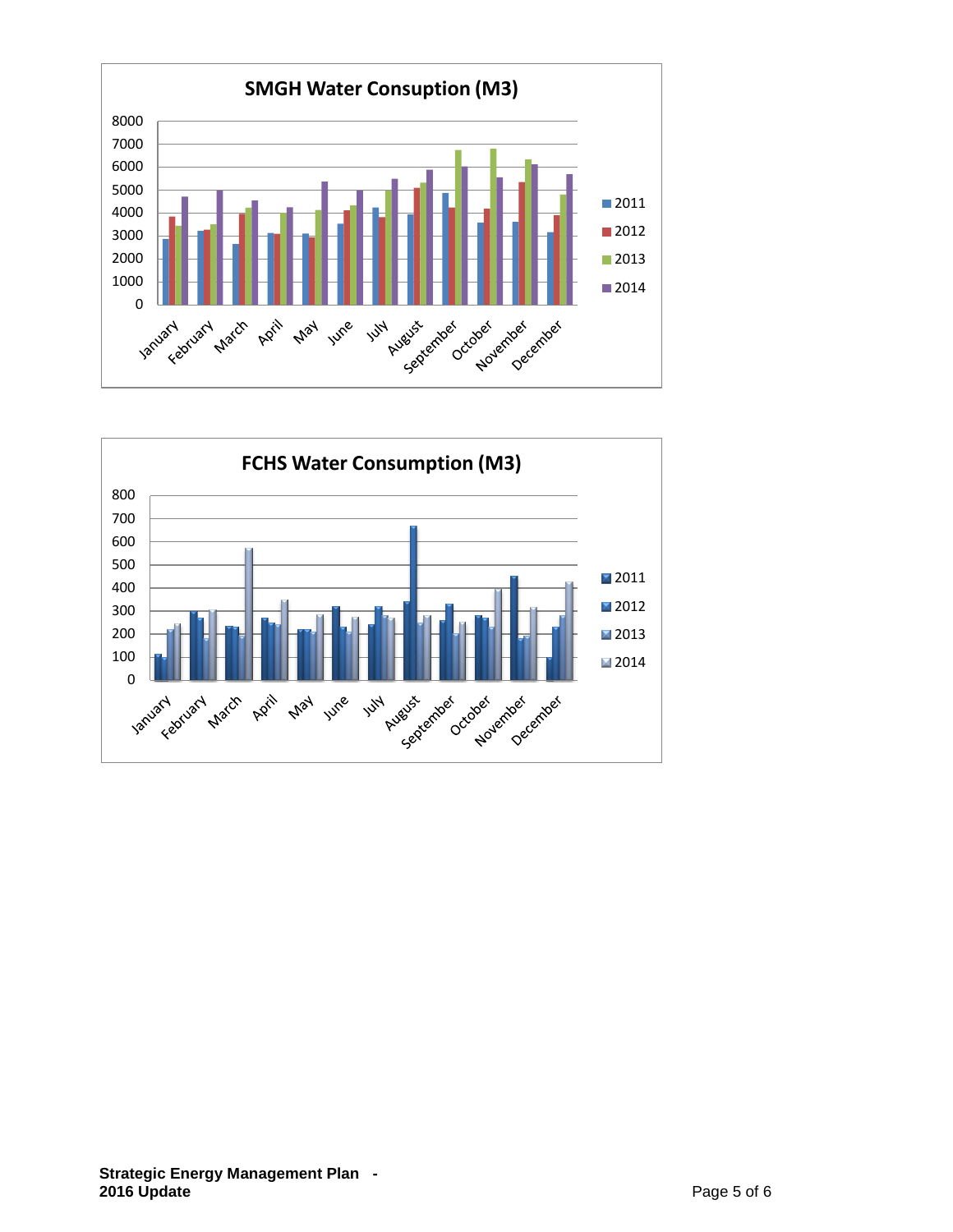SMGH Water Consuption (M3)

8000
7000
6000
5000
4000
3000
2000
1000
0

January
February
March
April
May
June
July
August
September
October
November
December

2011
2012
2013
2014

FCHS Water Consumption (M3)

800
700
600
500
400
300
200
100
0

January
February
March
April
May
June
July
August
September
October
November
December

2011
2012
2013
2014

**Strategic Energy Management Plan - 2016 Update**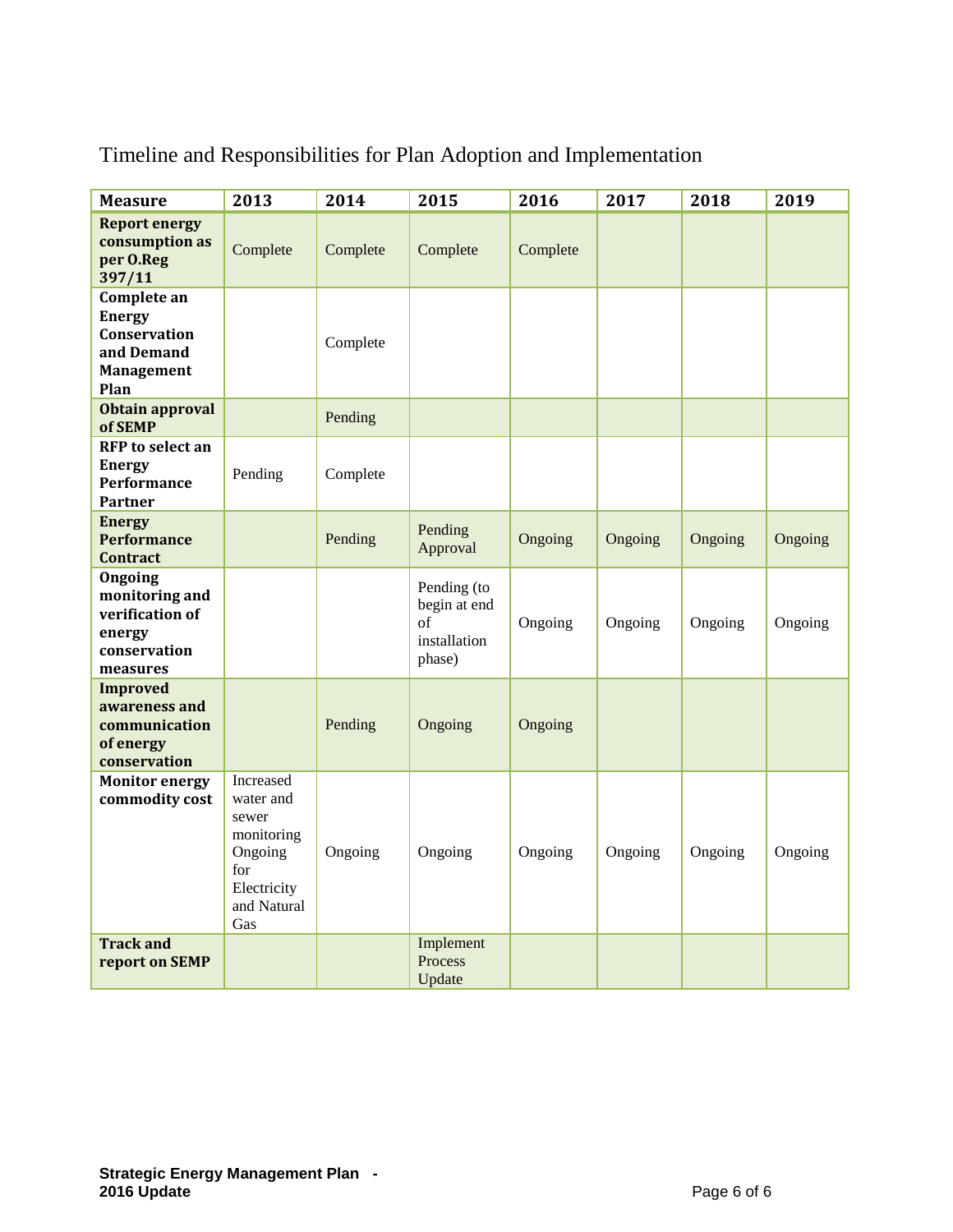# Timeline and Responsibilities for Plan Adoption and Implementation

| Measure | 2013 | 2014 | 2015 | 2016 | 2017 | 2018 | 2019 |
|---|---|---|---|---|---|---|---|
| **Report energy consumption as per O.Reg 397/11** | Complete | Complete | Complete | Complete | | | |
| **Complete an Energy Conservation and Demand Management Plan** | | Complete | | | | | |
| **Obtain approval of SEMP** | | Pending | | | | | |
| **RFP to select an Energy Performance Partner** | Pending | Complete | | | | | |
| **Energy Performance Contract** | | Pending | Pending Approval | Ongoing | Ongoing | Ongoing | Ongoing |
| **Ongoing monitoring and verification of energy conservation measures** | | | Pending (to begin at end of installation phase) | Ongoing | Ongoing | Ongoing | Ongoing |
| **Improved awareness and communication of energy conservation** | | Pending | Ongoing | Ongoing | | | |
| **Monitor energy commodity cost** | Increased water and sewer monitoring Ongoing for Electricity and Natural Gas | Ongoing | Ongoing | Ongoing | Ongoing | Ongoing | Ongoing |
| **Track and report on SEMP** | | | Implement Process Update | | | | |